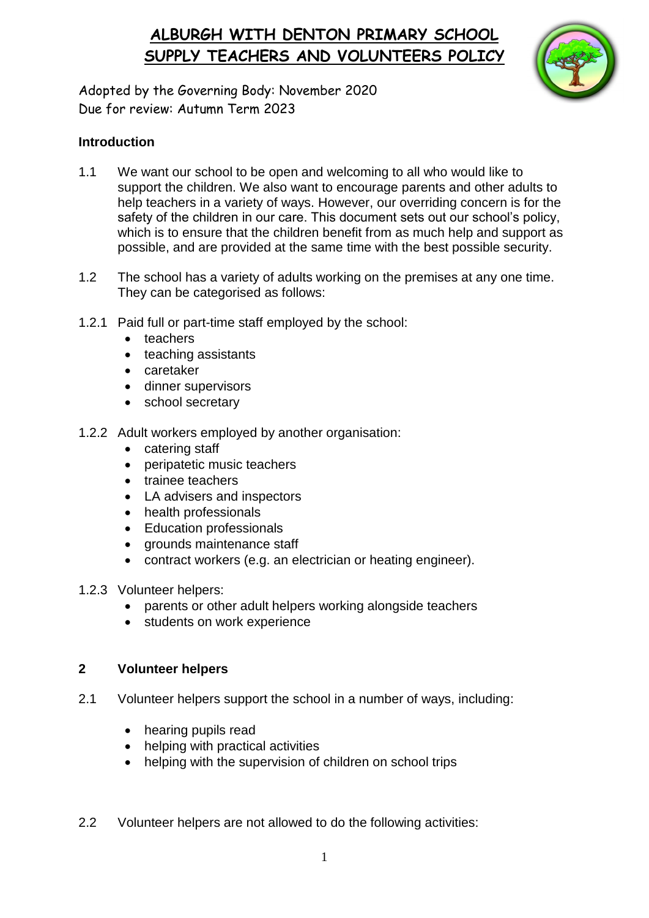# ALBURGH WITH DENTON PRIMARY SCHOOL
# SUPPLY TEACHERS AND VOLUNTEERS POLICY

Adopted by the Governing Body: November 2020
Due for review: Autumn Term 2023

**Introduction**

1.1 We want our school to be open and welcoming to all who would like to support the children. We also want to encourage parents and other adults to help teachers in a variety of ways. However, our overriding concern is for the safety of the children in our care. This document sets out our school's policy, which is to ensure that the children benefit from as much help and support as possible, and are provided at the same time with the best possible security.

1.2 The school has a variety of adults working on the premises at any one time. They can be categorised as follows:

1.2.1 Paid full or part-time staff employed by the school:
- teachers
- teaching assistants
- caretaker
- dinner supervisors
- school secretary

1.2.2 Adult workers employed by another organisation:
- catering staff
- peripatetic music teachers
- trainee teachers
- LA advisers and inspectors
- health professionals
- Education professionals
- grounds maintenance staff
- contract workers (e.g. an electrician or heating engineer).

1.2.3 Volunteer helpers:
- parents or other adult helpers working alongside teachers
- students on work experience

**2 Volunteer helpers**

2.1 Volunteer helpers support the school in a number of ways, including:

- hearing pupils read
- helping with practical activities
- helping with the supervision of children on school trips

2.2 Volunteer helpers are not allowed to do the following activities: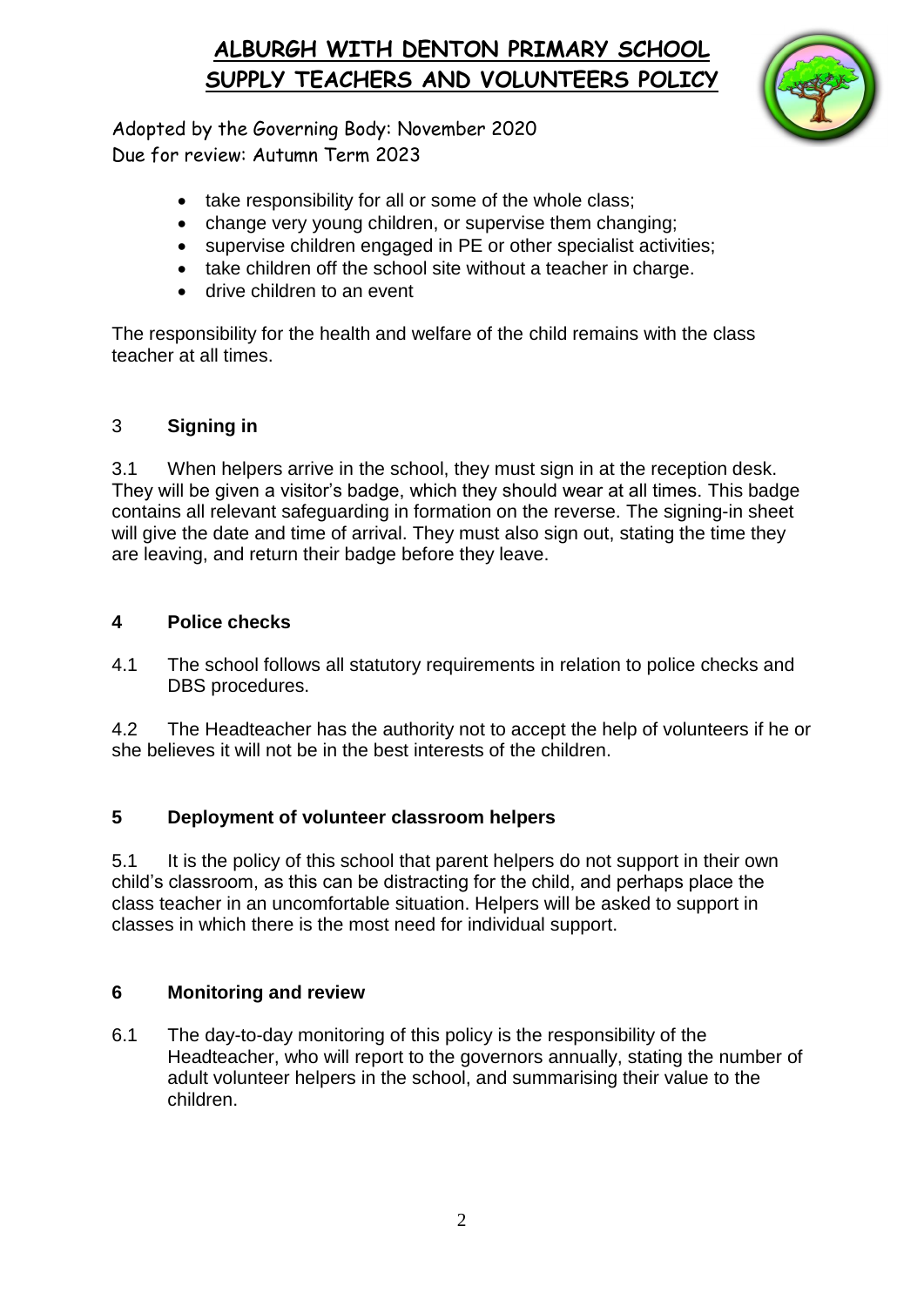- take responsibility for all or some of the whole class;
- change very young children, or supervise them changing;
- supervise children engaged in PE or other specialist activities;
- take children off the school site without a teacher in charge.
- drive children to an event

The responsibility for the health and welfare of the child remains with the class teacher at all times.

## 3 Signing in

3.1 When helpers arrive in the school, they must sign in at the reception desk. They will be given a visitor's badge, which they should wear at all times. This badge contains all relevant safeguarding in formation on the reverse. The signing-in sheet will give the date and time of arrival. They must also sign out, stating the time they are leaving, and return their badge before they leave.

## 4 Police checks

4.1 The school follows all statutory requirements in relation to police checks and DBS procedures.

4.2 The Headteacher has the authority not to accept the help of volunteers if he or she believes it will not be in the best interests of the children.

## 5 Deployment of volunteer classroom helpers

5.1 It is the policy of this school that parent helpers do not support in their own child's classroom, as this can be distracting for the child, and perhaps place the class teacher in an uncomfortable situation. Helpers will be asked to support in classes in which there is the most need for individual support.

## 6 Monitoring and review

6.1 The day-to-day monitoring of this policy is the responsibility of the Headteacher, who will report to the governors annually, stating the number of adult volunteer helpers in the school, and summarising their value to the children.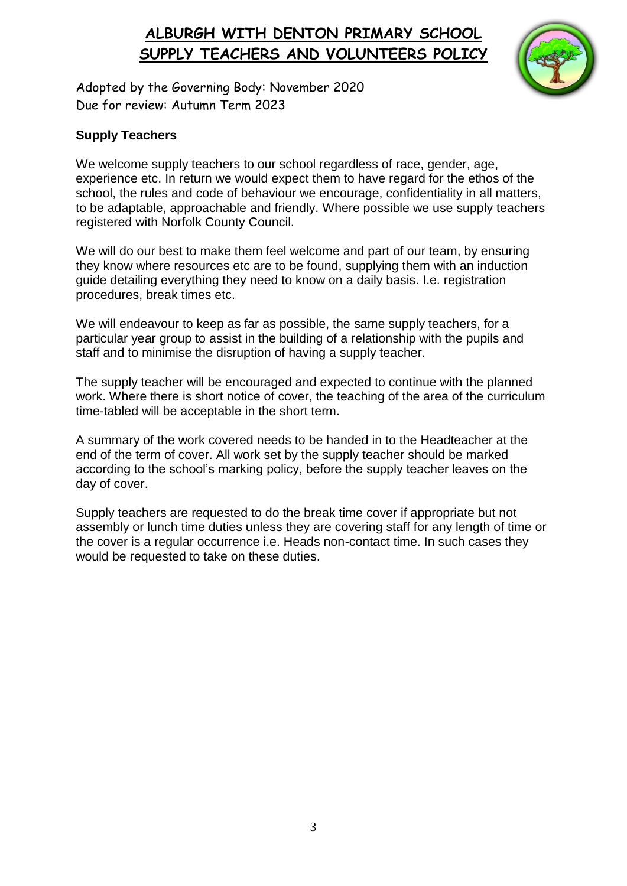# ALBURGH WITH DENTON PRIMARY SCHOOL
# SUPPLY TEACHERS AND VOLUNTEERS POLICY

Adopted by the Governing Body: November 2020
Due for review: Autumn Term 2023

**Supply Teachers**

We welcome supply teachers to our school regardless of race, gender, age, experience etc. In return we would expect them to have regard for the ethos of the school, the rules and code of behaviour we encourage, confidentiality in all matters, to be adaptable, approachable and friendly. Where possible we use supply teachers registered with Norfolk County Council.

We will do our best to make them feel welcome and part of our team, by ensuring they know where resources etc are to be found, supplying them with an induction guide detailing everything they need to know on a daily basis. I.e. registration procedures, break times etc.

We will endeavour to keep as far as possible, the same supply teachers, for a particular year group to assist in the building of a relationship with the pupils and staff and to minimise the disruption of having a supply teacher.

The supply teacher will be encouraged and expected to continue with the planned work. Where there is short notice of cover, the teaching of the area of the curriculum time-tabled will be acceptable in the short term.

A summary of the work covered needs to be handed in to the Headteacher at the end of the term of cover. All work set by the supply teacher should be marked according to the school's marking policy, before the supply teacher leaves on the day of cover.

Supply teachers are requested to do the break time cover if appropriate but not assembly or lunch time duties unless they are covering staff for any length of time or the cover is a regular occurrence i.e. Heads non-contact time. In such cases they would be requested to take on these duties.